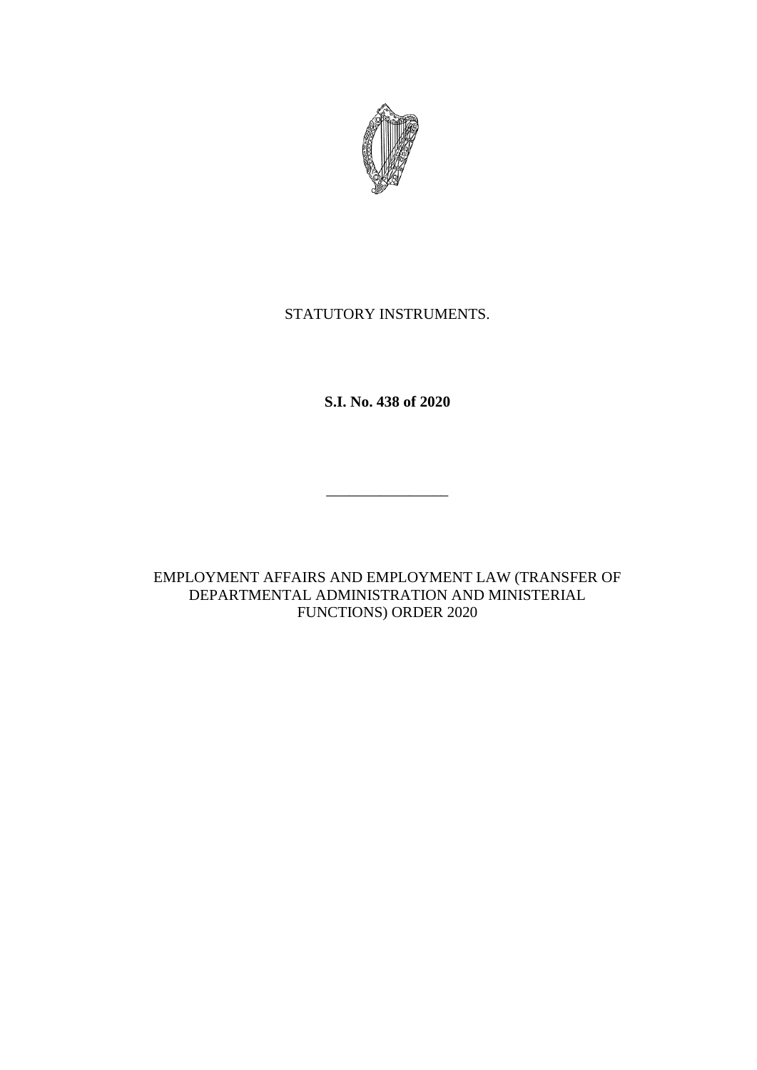STATUTORY INSTRUMENTS.

**S.I. No. 438 of 2020**

---

EMPLOYMENT AFFAIRS AND EMPLOYMENT LAW (TRANSFER OF DEPARTMENTAL ADMINISTRATION AND MINISTERIAL FUNCTIONS) ORDER 2020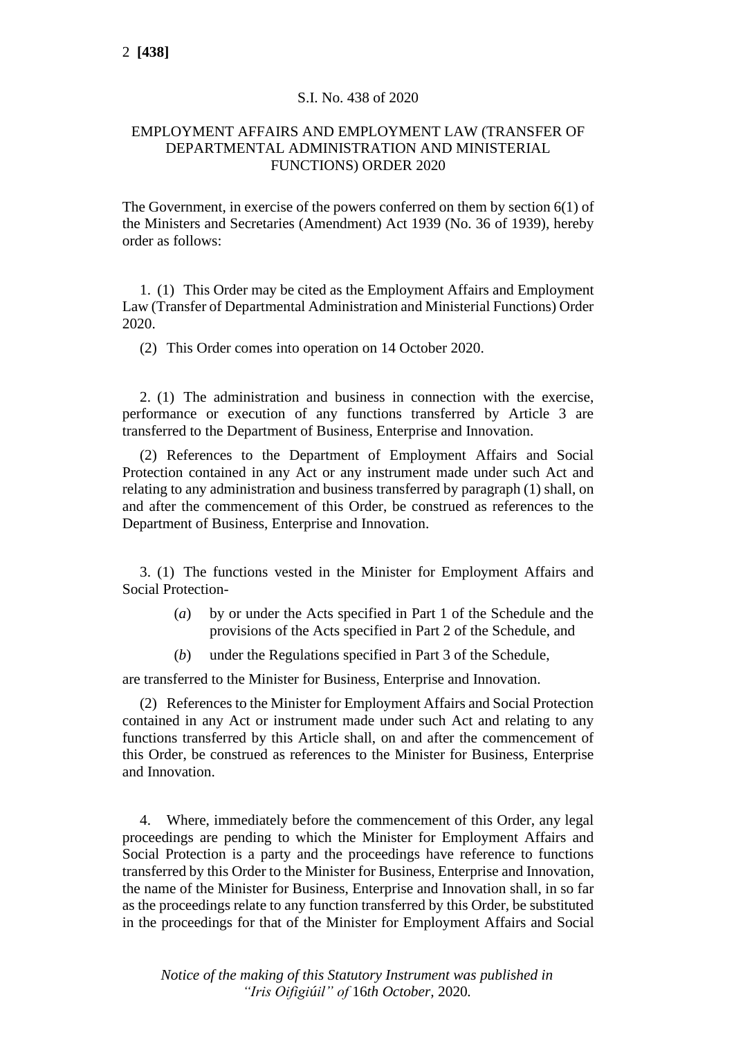S.I. No. 438 of 2020

EMPLOYMENT AFFAIRS AND EMPLOYMENT LAW (TRANSFER OF DEPARTMENTAL ADMINISTRATION AND MINISTERIAL FUNCTIONS) ORDER 2020

The Government, in exercise of the powers conferred on them by section 6(1) of the Ministers and Secretaries (Amendment) Act 1939 (No. 36 of 1939), hereby order as follows:

1. (1) This Order may be cited as the Employment Affairs and Employment Law (Transfer of Departmental Administration and Ministerial Functions) Order 2020.

(2) This Order comes into operation on 14 October 2020.

2. (1) The administration and business in connection with the exercise, performance or execution of any functions transferred by Article 3 are transferred to the Department of Business, Enterprise and Innovation.

(2) References to the Department of Employment Affairs and Social Protection contained in any Act or any instrument made under such Act and relating to any administration and business transferred by paragraph (1) shall, on and after the commencement of this Order, be construed as references to the Department of Business, Enterprise and Innovation.

3. (1) The functions vested in the Minister for Employment Affairs and Social Protection-

(*a*) by or under the Acts specified in Part 1 of the Schedule and the provisions of the Acts specified in Part 2 of the Schedule, and

(*b*) under the Regulations specified in Part 3 of the Schedule,

are transferred to the Minister for Business, Enterprise and Innovation.

(2) References to the Minister for Employment Affairs and Social Protection contained in any Act or instrument made under such Act and relating to any functions transferred by this Article shall, on and after the commencement of this Order, be construed as references to the Minister for Business, Enterprise and Innovation.

4. Where, immediately before the commencement of this Order, any legal proceedings are pending to which the Minister for Employment Affairs and Social Protection is a party and the proceedings have reference to functions transferred by this Order to the Minister for Business, Enterprise and Innovation, the name of the Minister for Business, Enterprise and Innovation shall, in so far as the proceedings relate to any function transferred by this Order, be substituted in the proceedings for that of the Minister for Employment Affairs and Social

*Notice of the making of this Statutory Instrument was published in "Iris Oifigiúil" of 16th October, 2020.*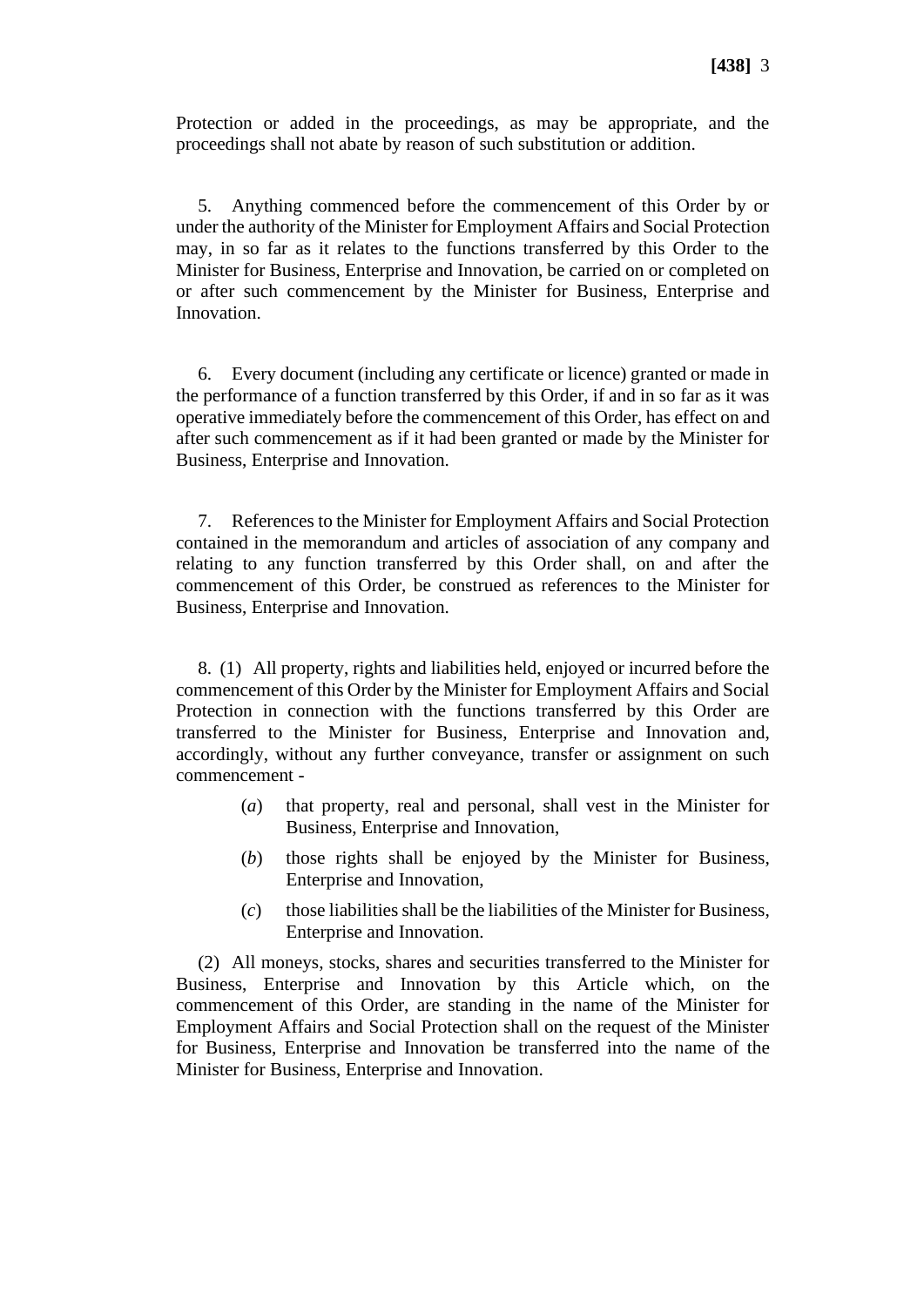Protection or added in the proceedings, as may be appropriate, and the proceedings shall not abate by reason of such substitution or addition.

5. Anything commenced before the commencement of this Order by or under the authority of the Minister for Employment Affairs and Social Protection may, in so far as it relates to the functions transferred by this Order to the Minister for Business, Enterprise and Innovation, be carried on or completed on or after such commencement by the Minister for Business, Enterprise and Innovation.

6. Every document (including any certificate or licence) granted or made in the performance of a function transferred by this Order, if and in so far as it was operative immediately before the commencement of this Order, has effect on and after such commencement as if it had been granted or made by the Minister for Business, Enterprise and Innovation.

7. References to the Minister for Employment Affairs and Social Protection contained in the memorandum and articles of association of any company and relating to any function transferred by this Order shall, on and after the commencement of this Order, be construed as references to the Minister for Business, Enterprise and Innovation.

8. (1) All property, rights and liabilities held, enjoyed or incurred before the commencement of this Order by the Minister for Employment Affairs and Social Protection in connection with the functions transferred by this Order are transferred to the Minister for Business, Enterprise and Innovation and, accordingly, without any further conveyance, transfer or assignment on such commencement -

(*a*) that property, real and personal, shall vest in the Minister for Business, Enterprise and Innovation,

(*b*) those rights shall be enjoyed by the Minister for Business, Enterprise and Innovation,

(*c*) those liabilities shall be the liabilities of the Minister for Business, Enterprise and Innovation.

(2) All moneys, stocks, shares and securities transferred to the Minister for Business, Enterprise and Innovation by this Article which, on the commencement of this Order, are standing in the name of the Minister for Employment Affairs and Social Protection shall on the request of the Minister for Business, Enterprise and Innovation be transferred into the name of the Minister for Business, Enterprise and Innovation.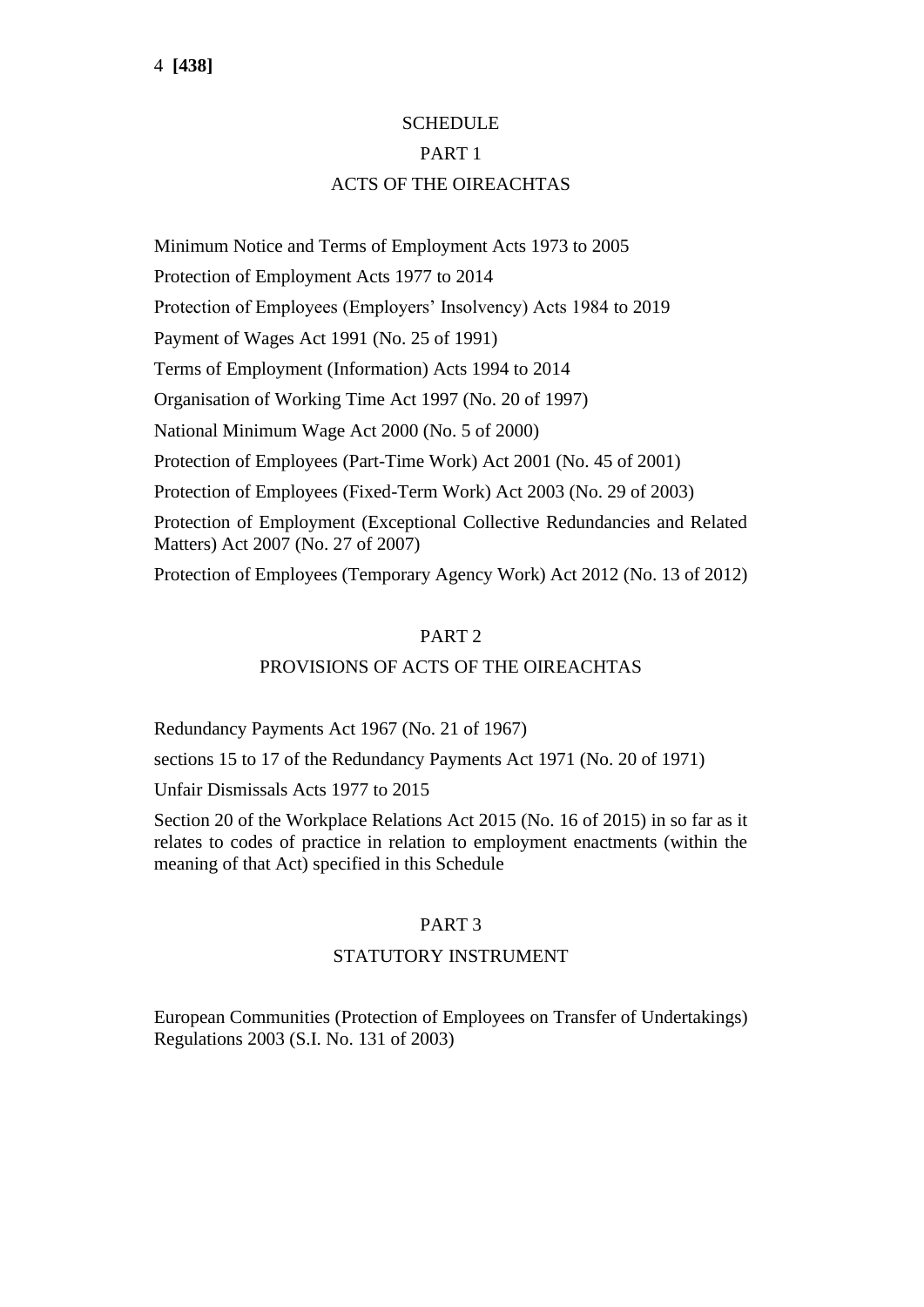# SCHEDULE

## PART 1

## ACTS OF THE OIREACHTAS

Minimum Notice and Terms of Employment Acts 1973 to 2005

Protection of Employment Acts 1977 to 2014

Protection of Employees (Employers' Insolvency) Acts 1984 to 2019

Payment of Wages Act 1991 (No. 25 of 1991)

Terms of Employment (Information) Acts 1994 to 2014

Organisation of Working Time Act 1997 (No. 20 of 1997)

National Minimum Wage Act 2000 (No. 5 of 2000)

Protection of Employees (Part-Time Work) Act 2001 (No. 45 of 2001)

Protection of Employees (Fixed-Term Work) Act 2003 (No. 29 of 2003)

Protection of Employment (Exceptional Collective Redundancies and Related Matters) Act 2007 (No. 27 of 2007)

Protection of Employees (Temporary Agency Work) Act 2012 (No. 13 of 2012)

## PART 2

## PROVISIONS OF ACTS OF THE OIREACHTAS

Redundancy Payments Act 1967 (No. 21 of 1967)

sections 15 to 17 of the Redundancy Payments Act 1971 (No. 20 of 1971)

Unfair Dismissals Acts 1977 to 2015

Section 20 of the Workplace Relations Act 2015 (No. 16 of 2015) in so far as it relates to codes of practice in relation to employment enactments (within the meaning of that Act) specified in this Schedule

## PART 3

## STATUTORY INSTRUMENT

European Communities (Protection of Employees on Transfer of Undertakings) Regulations 2003 (S.I. No. 131 of 2003)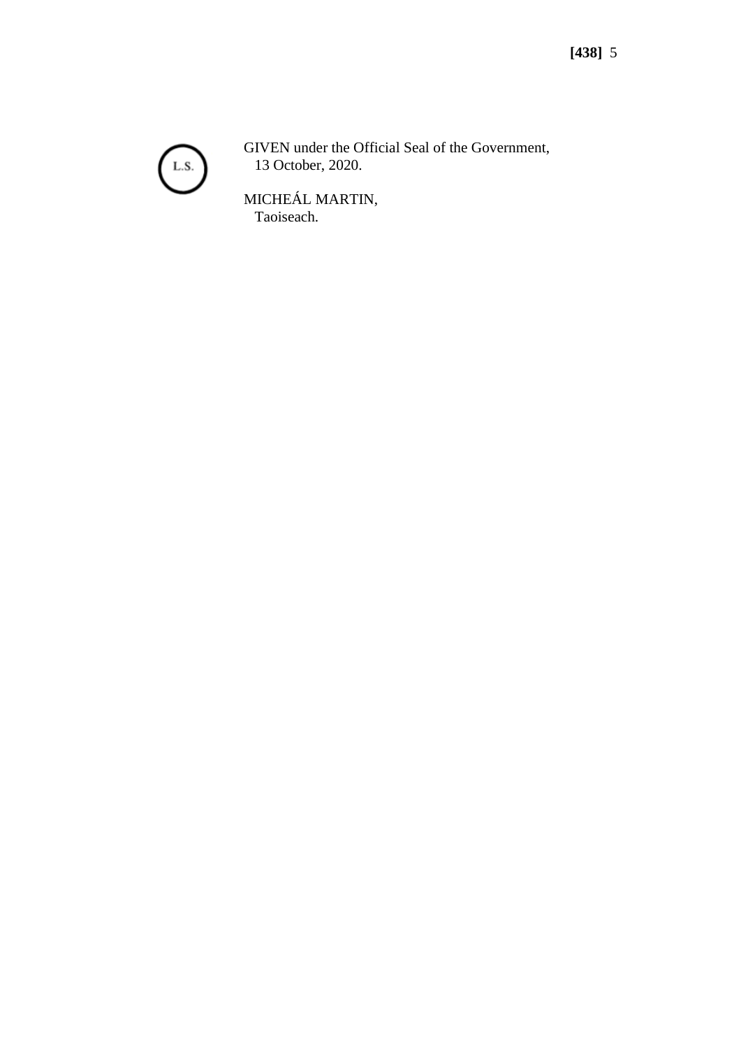L.S.

GIVEN under the Official Seal of the Government,
13 October, 2020.

MICHEÁL MARTIN,
Taoiseach.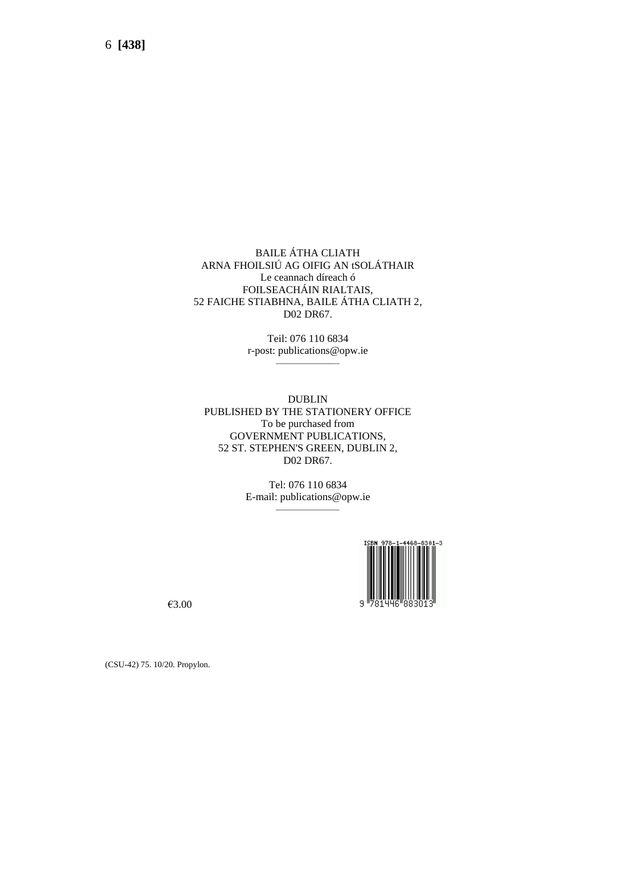BAILE ÁTHA CLIATH
ARNA FHOILSIÚ AG OIFIG AN tSOLÁTHAIR
Le ceannach díreach ó
FOILSEACHÁIN RIALTAIS,
52 FAICHE STIABHNA, BAILE ÁTHA CLIATH 2,
D02 DR67.

Teil: 076 110 6834
r-post: publications@opw.ie

---

DUBLIN
PUBLISHED BY THE STATIONERY OFFICE
To be purchased from
GOVERNMENT PUBLICATIONS,
52 ST. STEPHEN'S GREEN, DUBLIN 2,
D02 DR67.

Tel: 076 110 6834
E-mail: publications@opw.ie

---

ISBN 978-1-4468-8301-3

9 781446 883013

€3.00

(CSU-42) 75. 10/20. Propylon.